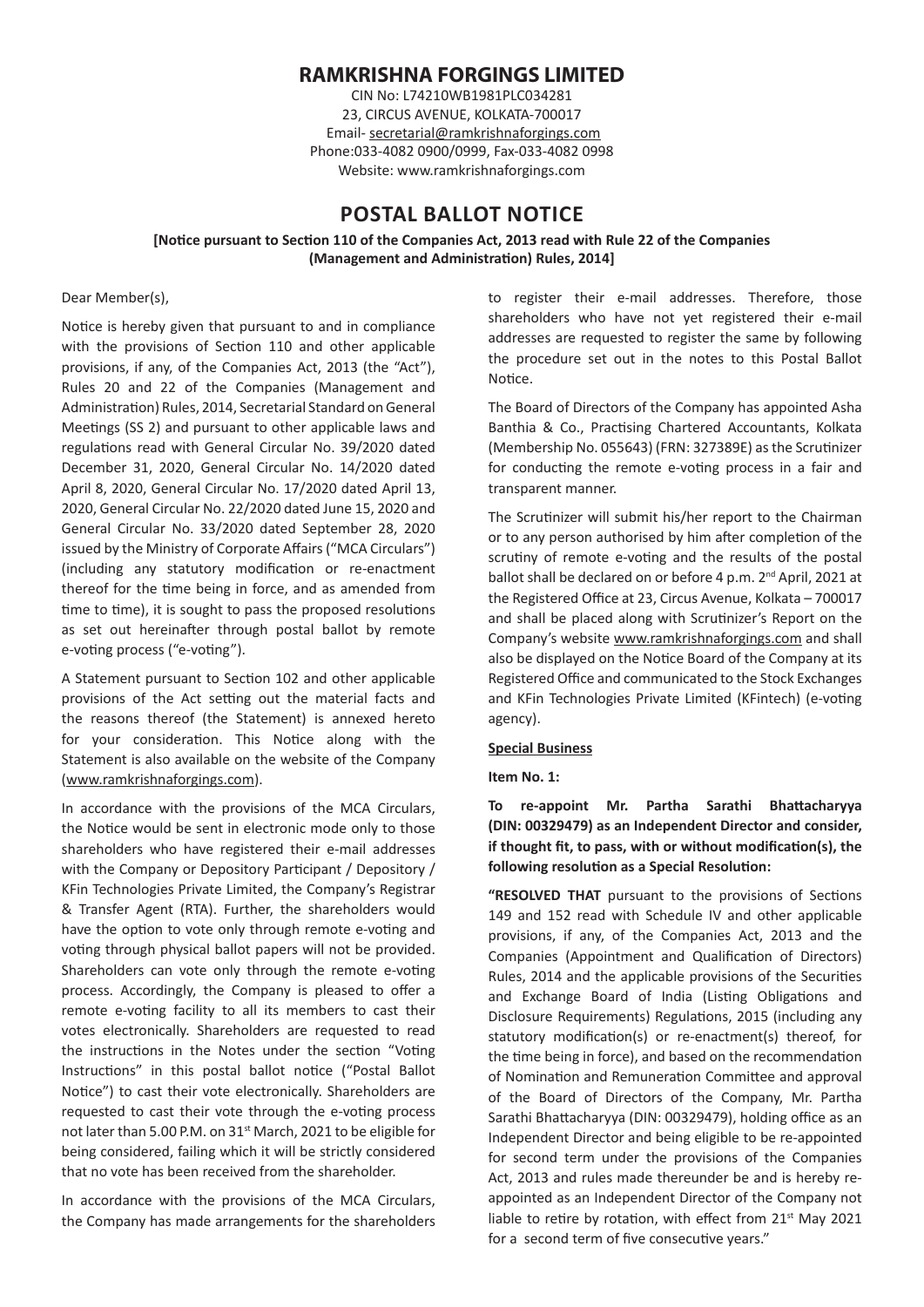# RAMKRISHNA FORGINGS LIMITED

CIN No: L74210WB1981PLC034281
23, CIRCUS AVENUE, KOLKATA-700017
Email- secretarial@ramkrishnaforgings.com
Phone:033-4082 0900/0999, Fax-033-4082 0998
Website: www.ramkrishnaforgings.com

## POSTAL BALLOT NOTICE

**[Notice pursuant to Section 110 of the Companies Act, 2013 read with Rule 22 of the Companies (Management and Administration) Rules, 2014]**

Dear Member(s),

Notice is hereby given that pursuant to and in compliance with the provisions of Section 110 and other applicable provisions, if any, of the Companies Act, 2013 (the "Act"), Rules 20 and 22 of the Companies (Management and Administration) Rules, 2014, Secretarial Standard on General Meetings (SS 2) and pursuant to other applicable laws and regulations read with General Circular No. 39/2020 dated December 31, 2020, General Circular No. 14/2020 dated April 8, 2020, General Circular No. 17/2020 dated April 13, 2020, General Circular No. 22/2020 dated June 15, 2020 and General Circular No. 33/2020 dated September 28, 2020 issued by the Ministry of Corporate Affairs ("MCA Circulars") (including any statutory modification or re-enactment thereof for the time being in force, and as amended from time to time), it is sought to pass the proposed resolutions as set out hereinafter through postal ballot by remote e-voting process ("e-voting").

A Statement pursuant to Section 102 and other applicable provisions of the Act setting out the material facts and the reasons thereof (the Statement) is annexed hereto for your consideration. This Notice along with the Statement is also available on the website of the Company (www.ramkrishnaforgings.com).

In accordance with the provisions of the MCA Circulars, the Notice would be sent in electronic mode only to those shareholders who have registered their e-mail addresses with the Company or Depository Participant / Depository / KFin Technologies Private Limited, the Company's Registrar & Transfer Agent (RTA). Further, the shareholders would have the option to vote only through remote e-voting and voting through physical ballot papers will not be provided. Shareholders can vote only through the remote e-voting process. Accordingly, the Company is pleased to offer a remote e-voting facility to all its members to cast their votes electronically. Shareholders are requested to read the instructions in the Notes under the section "Voting Instructions" in this postal ballot notice ("Postal Ballot Notice") to cast their vote electronically. Shareholders are requested to cast their vote through the e-voting process not later than 5.00 P.M. on 31st March, 2021 to be eligible for being considered, failing which it will be strictly considered that no vote has been received from the shareholder.

In accordance with the provisions of the MCA Circulars, the Company has made arrangements for the shareholders to register their e-mail addresses. Therefore, those shareholders who have not yet registered their e-mail addresses are requested to register the same by following the procedure set out in the notes to this Postal Ballot Notice.

The Board of Directors of the Company has appointed Asha Banthia & Co., Practising Chartered Accountants, Kolkata (Membership No. 055643) (FRN: 327389E) as the Scrutinizer for conducting the remote e-voting process in a fair and transparent manner.

The Scrutinizer will submit his/her report to the Chairman or to any person authorised by him after completion of the scrutiny of remote e-voting and the results of the postal ballot shall be declared on or before 4 p.m. 2nd April, 2021 at the Registered Office at 23, Circus Avenue, Kolkata – 700017 and shall be placed along with Scrutinizer's Report on the Company's website www.ramkrishnaforgings.com and shall also be displayed on the Notice Board of the Company at its Registered Office and communicated to the Stock Exchanges and KFin Technologies Private Limited (KFintech) (e-voting agency).

**Special Business**

**Item No. 1:**

**To re-appoint Mr. Partha Sarathi Bhattacharyya (DIN: 00329479) as an Independent Director and consider, if thought fit, to pass, with or without modification(s), the following resolution as a Special Resolution:**

**"RESOLVED THAT** pursuant to the provisions of Sections 149 and 152 read with Schedule IV and other applicable provisions, if any, of the Companies Act, 2013 and the Companies (Appointment and Qualification of Directors) Rules, 2014 and the applicable provisions of the Securities and Exchange Board of India (Listing Obligations and Disclosure Requirements) Regulations, 2015 (including any statutory modification(s) or re-enactment(s) thereof, for the time being in force), and based on the recommendation of Nomination and Remuneration Committee and approval of the Board of Directors of the Company, Mr. Partha Sarathi Bhattacharyya (DIN: 00329479), holding office as an Independent Director and being eligible to be re-appointed for second term under the provisions of the Companies Act, 2013 and rules made thereunder be and is hereby re-appointed as an Independent Director of the Company not liable to retire by rotation, with effect from 21st May 2021 for a second term of five consecutive years."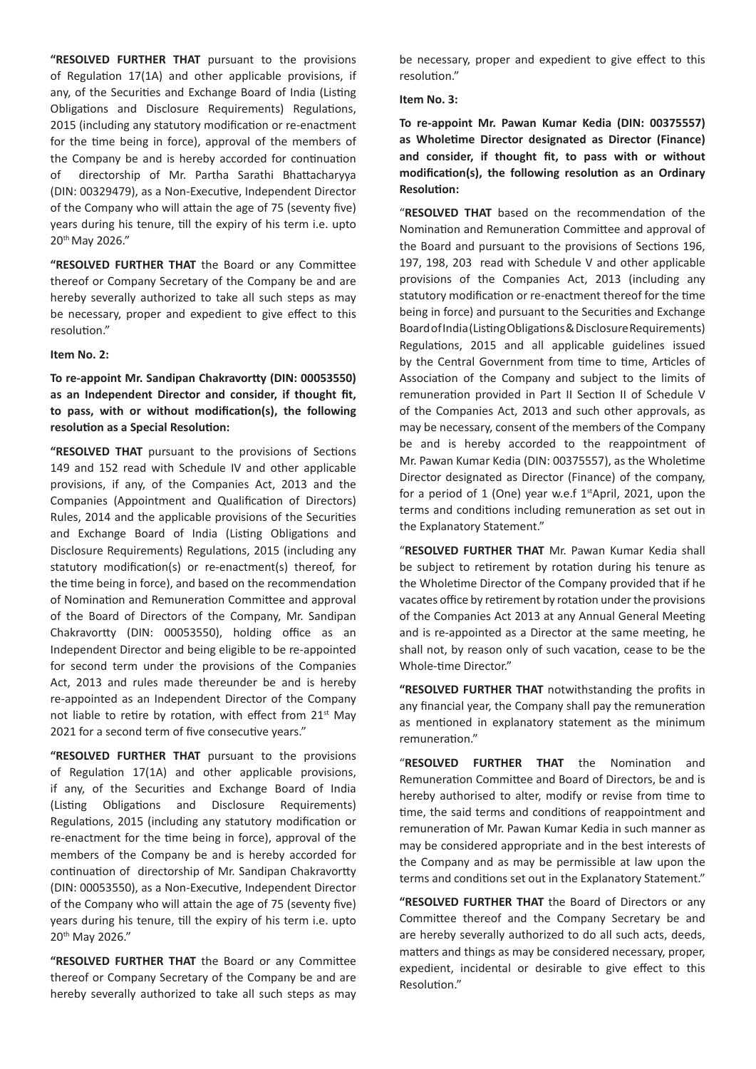**"RESOLVED FURTHER THAT** pursuant to the provisions of Regulation 17(1A) and other applicable provisions, if any, of the Securities and Exchange Board of India (Listing Obligations and Disclosure Requirements) Regulations, 2015 (including any statutory modification or re-enactment for the time being in force), approval of the members of the Company be and is hereby accorded for continuation of directorship of Mr. Partha Sarathi Bhattacharyya (DIN: 00329479), as a Non-Executive, Independent Director of the Company who will attain the age of 75 (seventy five) years during his tenure, till the expiry of his term i.e. upto 20th May 2026."

**"RESOLVED FURTHER THAT** the Board or any Committee thereof or Company Secretary of the Company be and are hereby severally authorized to take all such steps as may be necessary, proper and expedient to give effect to this resolution."

**Item No. 2:**

**To re-appoint Mr. Sandipan Chakravortty (DIN: 00053550) as an Independent Director and consider, if thought fit, to pass, with or without modification(s), the following resolution as a Special Resolution:**

**"RESOLVED THAT** pursuant to the provisions of Sections 149 and 152 read with Schedule IV and other applicable provisions, if any, of the Companies Act, 2013 and the Companies (Appointment and Qualification of Directors) Rules, 2014 and the applicable provisions of the Securities and Exchange Board of India (Listing Obligations and Disclosure Requirements) Regulations, 2015 (including any statutory modification(s) or re-enactment(s) thereof, for the time being in force), and based on the recommendation of Nomination and Remuneration Committee and approval of the Board of Directors of the Company, Mr. Sandipan Chakravortty (DIN: 00053550), holding office as an Independent Director and being eligible to be re-appointed for second term under the provisions of the Companies Act, 2013 and rules made thereunder be and is hereby re-appointed as an Independent Director of the Company not liable to retire by rotation, with effect from 21st May 2021 for a second term of five consecutive years."

**"RESOLVED FURTHER THAT** pursuant to the provisions of Regulation 17(1A) and other applicable provisions, if any, of the Securities and Exchange Board of India (Listing Obligations and Disclosure Requirements) Regulations, 2015 (including any statutory modification or re-enactment for the time being in force), approval of the members of the Company be and is hereby accorded for continuation of directorship of Mr. Sandipan Chakravortty (DIN: 00053550), as a Non-Executive, Independent Director of the Company who will attain the age of 75 (seventy five) years during his tenure, till the expiry of his term i.e. upto 20th May 2026."

**"RESOLVED FURTHER THAT** the Board or any Committee thereof or Company Secretary of the Company be and are hereby severally authorized to take all such steps as may be necessary, proper and expedient to give effect to this resolution."

**Item No. 3:**

**To re-appoint Mr. Pawan Kumar Kedia (DIN: 00375557) as Wholetime Director designated as Director (Finance) and consider, if thought fit, to pass with or without modification(s), the following resolution as an Ordinary Resolution:**

"**RESOLVED THAT** based on the recommendation of the Nomination and Remuneration Committee and approval of the Board and pursuant to the provisions of Sections 196, 197, 198, 203 read with Schedule V and other applicable provisions of the Companies Act, 2013 (including any statutory modification or re-enactment thereof for the time being in force) and pursuant to the Securities and Exchange Board of India (Listing Obligations & Disclosure Requirements) Regulations, 2015 and all applicable guidelines issued by the Central Government from time to time, Articles of Association of the Company and subject to the limits of remuneration provided in Part II Section II of Schedule V of the Companies Act, 2013 and such other approvals, as may be necessary, consent of the members of the Company be and is hereby accorded to the reappointment of Mr. Pawan Kumar Kedia (DIN: 00375557), as the Wholetime Director designated as Director (Finance) of the company, for a period of 1 (One) year w.e.f 1st April, 2021, upon the terms and conditions including remuneration as set out in the Explanatory Statement."

"**RESOLVED FURTHER THAT** Mr. Pawan Kumar Kedia shall be subject to retirement by rotation during his tenure as the Wholetime Director of the Company provided that if he vacates office by retirement by rotation under the provisions of the Companies Act 2013 at any Annual General Meeting and is re-appointed as a Director at the same meeting, he shall not, by reason only of such vacation, cease to be the Whole-time Director."

**"RESOLVED FURTHER THAT** notwithstanding the profits in any financial year, the Company shall pay the remuneration as mentioned in explanatory statement as the minimum remuneration."

"**RESOLVED FURTHER THAT** the Nomination and Remuneration Committee and Board of Directors, be and is hereby authorised to alter, modify or revise from time to time, the said terms and conditions of reappointment and remuneration of Mr. Pawan Kumar Kedia in such manner as may be considered appropriate and in the best interests of the Company and as may be permissible at law upon the terms and conditions set out in the Explanatory Statement."

**"RESOLVED FURTHER THAT** the Board of Directors or any Committee thereof and the Company Secretary be and are hereby severally authorized to do all such acts, deeds, matters and things as may be considered necessary, proper, expedient, incidental or desirable to give effect to this Resolution."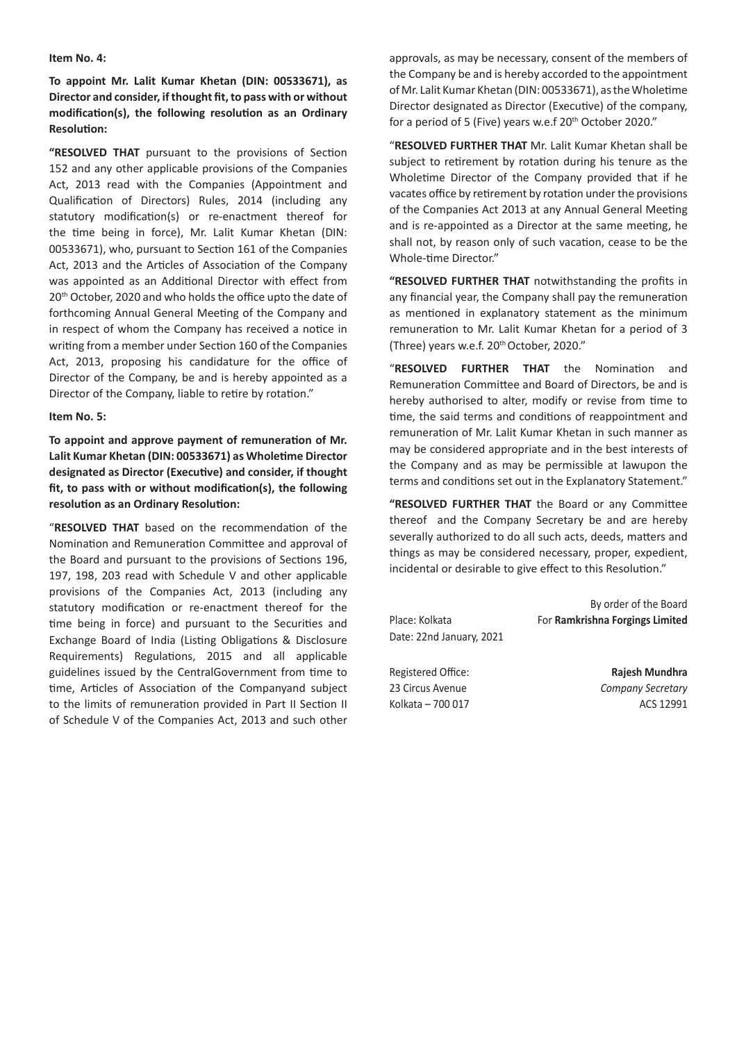**Item No. 4:**

**To appoint Mr. Lalit Kumar Khetan (DIN: 00533671), as Director and consider, if thought fit, to pass with or without modification(s), the following resolution as an Ordinary Resolution:**

**"RESOLVED THAT** pursuant to the provisions of Section 152 and any other applicable provisions of the Companies Act, 2013 read with the Companies (Appointment and Qualification of Directors) Rules, 2014 (including any statutory modification(s) or re-enactment thereof for the time being in force), Mr. Lalit Kumar Khetan (DIN: 00533671), who, pursuant to Section 161 of the Companies Act, 2013 and the Articles of Association of the Company was appointed as an Additional Director with effect from 20th October, 2020 and who holds the office upto the date of forthcoming Annual General Meeting of the Company and in respect of whom the Company has received a notice in writing from a member under Section 160 of the Companies Act, 2013, proposing his candidature for the office of Director of the Company, be and is hereby appointed as a Director of the Company, liable to retire by rotation."

**Item No. 5:**

**To appoint and approve payment of remuneration of Mr. Lalit Kumar Khetan (DIN: 00533671) as Wholetime Director designated as Director (Executive) and consider, if thought fit, to pass with or without modification(s), the following resolution as an Ordinary Resolution:**

"**RESOLVED THAT** based on the recommendation of the Nomination and Remuneration Committee and approval of the Board and pursuant to the provisions of Sections 196, 197, 198, 203 read with Schedule V and other applicable provisions of the Companies Act, 2013 (including any statutory modification or re-enactment thereof for the time being in force) and pursuant to the Securities and Exchange Board of India (Listing Obligations & Disclosure Requirements) Regulations, 2015 and all applicable guidelines issued by the CentralGovernment from time to time, Articles of Association of the Companyand subject to the limits of remuneration provided in Part II Section II of Schedule V of the Companies Act, 2013 and such other approvals, as may be necessary, consent of the members of the Company be and is hereby accorded to the appointment of Mr. Lalit Kumar Khetan (DIN: 00533671), as the Wholetime Director designated as Director (Executive) of the company, for a period of 5 (Five) years w.e.f 20th October 2020."

"**RESOLVED FURTHER THAT** Mr. Lalit Kumar Khetan shall be subject to retirement by rotation during his tenure as the Wholetime Director of the Company provided that if he vacates office by retirement by rotation under the provisions of the Companies Act 2013 at any Annual General Meeting and is re-appointed as a Director at the same meeting, he shall not, by reason only of such vacation, cease to be the Whole-time Director."

**"RESOLVED FURTHER THAT** notwithstanding the profits in any financial year, the Company shall pay the remuneration as mentioned in explanatory statement as the minimum remuneration to Mr. Lalit Kumar Khetan for a period of 3 (Three) years w.e.f. 20th October, 2020."

"**RESOLVED FURTHER THAT** the Nomination and Remuneration Committee and Board of Directors, be and is hereby authorised to alter, modify or revise from time to time, the said terms and conditions of reappointment and remuneration of Mr. Lalit Kumar Khetan in such manner as may be considered appropriate and in the best interests of the Company and as may be permissible at lawupon the terms and conditions set out in the Explanatory Statement."

**"RESOLVED FURTHER THAT** the Board or any Committee thereof and the Company Secretary be and are hereby severally authorized to do all such acts, deeds, matters and things as may be considered necessary, proper, expedient, incidental or desirable to give effect to this Resolution."

By order of the Board
For **Ramkrishna Forgings Limited**

Place: Kolkata
Date: 22nd January, 2021

**Rajesh Mundhra**
*Company Secretary*
ACS 12991

Registered Office:
23 Circus Avenue
Kolkata – 700 017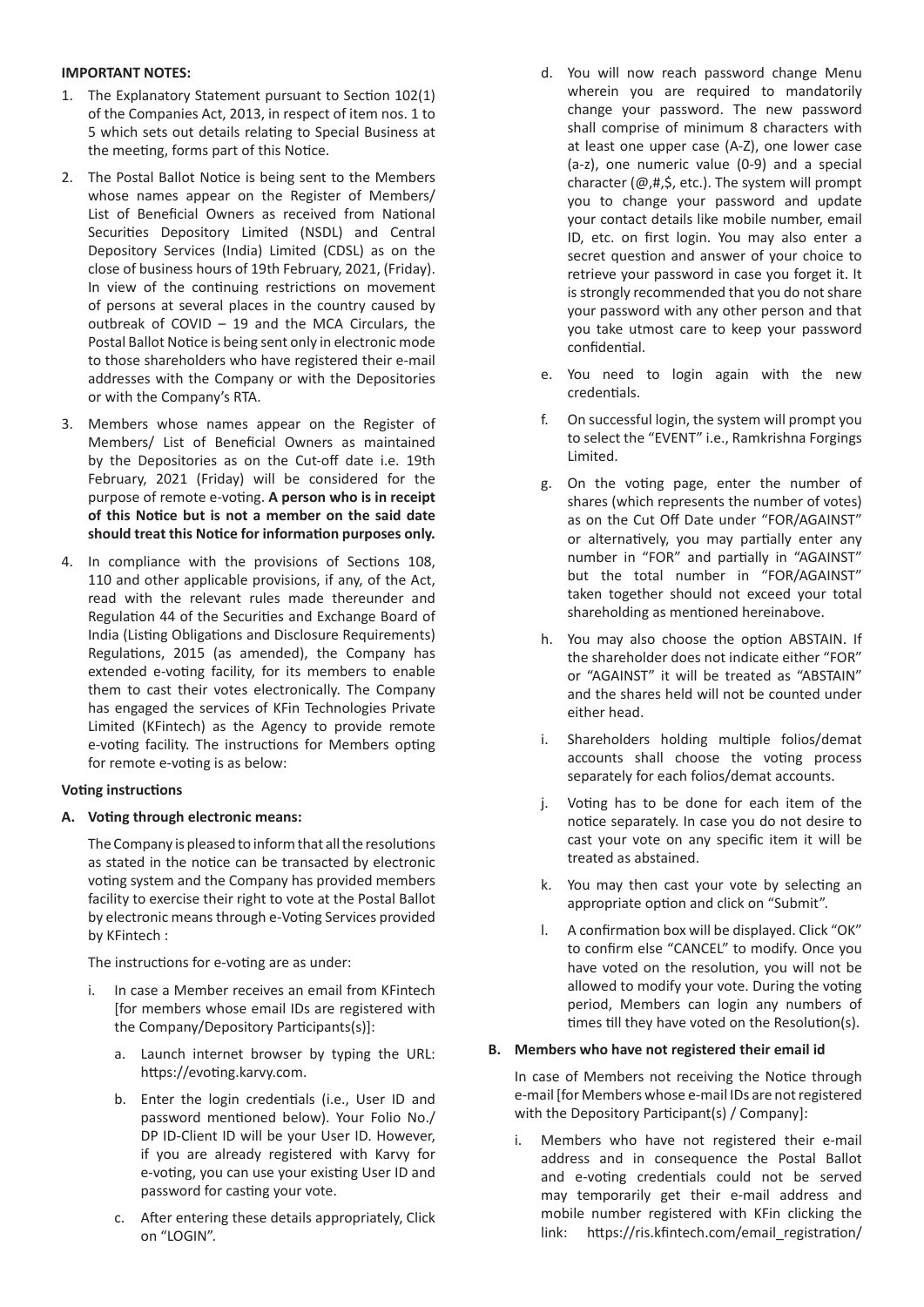**IMPORTANT NOTES:**

1. The Explanatory Statement pursuant to Section 102(1) of the Companies Act, 2013, in respect of item nos. 1 to 5 which sets out details relating to Special Business at the meeting, forms part of this Notice.

2. The Postal Ballot Notice is being sent to the Members whose names appear on the Register of Members/ List of Beneficial Owners as received from National Securities Depository Limited (NSDL) and Central Depository Services (India) Limited (CDSL) as on the close of business hours of 19th February, 2021, (Friday). In view of the continuing restrictions on movement of persons at several places in the country caused by outbreak of COVID – 19 and the MCA Circulars, the Postal Ballot Notice is being sent only in electronic mode to those shareholders who have registered their e-mail addresses with the Company or with the Depositories or with the Company's RTA.

3. Members whose names appear on the Register of Members/ List of Beneficial Owners as maintained by the Depositories as on the Cut-off date i.e. 19th February, 2021 (Friday) will be considered for the purpose of remote e-voting. **A person who is in receipt of this Notice but is not a member on the said date should treat this Notice for information purposes only.**

4. In compliance with the provisions of Sections 108, 110 and other applicable provisions, if any, of the Act, read with the relevant rules made thereunder and Regulation 44 of the Securities and Exchange Board of India (Listing Obligations and Disclosure Requirements) Regulations, 2015 (as amended), the Company has extended e-voting facility, for its members to enable them to cast their votes electronically. The Company has engaged the services of KFin Technologies Private Limited (KFintech) as the Agency to provide remote e-voting facility. The instructions for Members opting for remote e-voting is as below:

**Voting instructions**

**A. Voting through electronic means:**

The Company is pleased to inform that all the resolutions as stated in the notice can be transacted by electronic voting system and the Company has provided members facility to exercise their right to vote at the Postal Ballot by electronic means through e-Voting Services provided by KFintech :

The instructions for e-voting are as under:

i. In case a Member receives an email from KFintech [for members whose email IDs are registered with the Company/Depository Participants(s)]:

   a. Launch internet browser by typing the URL: https://evoting.karvy.com.

   b. Enter the login credentials (i.e., User ID and password mentioned below). Your Folio No./ DP ID-Client ID will be your User ID. However, if you are already registered with Karvy for e-voting, you can use your existing User ID and password for casting your vote.

   c. After entering these details appropriately, Click on "LOGIN".

   d. You will now reach password change Menu wherein you are required to mandatorily change your password. The new password shall comprise of minimum 8 characters with at least one upper case (A-Z), one lower case (a-z), one numeric value (0-9) and a special character (@,#,$, etc.). The system will prompt you to change your password and update your contact details like mobile number, email ID, etc. on first login. You may also enter a secret question and answer of your choice to retrieve your password in case you forget it. It is strongly recommended that you do not share your password with any other person and that you take utmost care to keep your password confidential.

   e. You need to login again with the new credentials.

   f. On successful login, the system will prompt you to select the "EVENT" i.e., Ramkrishna Forgings Limited.

   g. On the voting page, enter the number of shares (which represents the number of votes) as on the Cut Off Date under "FOR/AGAINST" or alternatively, you may partially enter any number in "FOR" and partially in "AGAINST" but the total number in "FOR/AGAINST" taken together should not exceed your total shareholding as mentioned hereinabove.

   h. You may also choose the option ABSTAIN. If the shareholder does not indicate either "FOR" or "AGAINST" it will be treated as "ABSTAIN" and the shares held will not be counted under either head.

   i. Shareholders holding multiple folios/demat accounts shall choose the voting process separately for each folios/demat accounts.

   j. Voting has to be done for each item of the notice separately. In case you do not desire to cast your vote on any specific item it will be treated as abstained.

   k. You may then cast your vote by selecting an appropriate option and click on "Submit".

   l. A confirmation box will be displayed. Click "OK" to confirm else "CANCEL" to modify. Once you have voted on the resolution, you will not be allowed to modify your vote. During the voting period, Members can login any numbers of times till they have voted on the Resolution(s).

**B. Members who have not registered their email id**

In case of Members not receiving the Notice through e-mail [for Members whose e-mail IDs are not registered with the Depository Participant(s) / Company]:

i. Members who have not registered their e-mail address and in consequence the Postal Ballot and e-voting credentials could not be served may temporarily get their e-mail address and mobile number registered with KFin clicking the link: https://ris.kfintech.com/email_registration/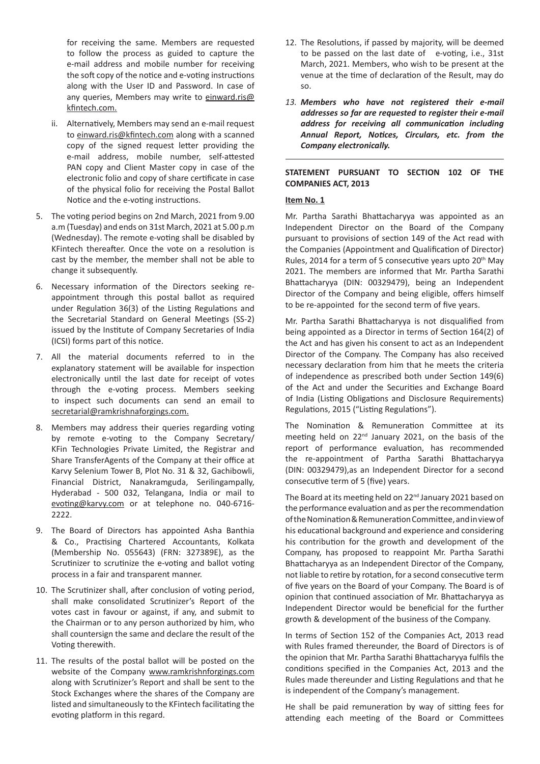for receiving the same. Members are requested to follow the process as guided to capture the e-mail address and mobile number for receiving the soft copy of the notice and e-voting instructions along with the User ID and Password. In case of any queries, Members may write to einward.ris@kfintech.com.

ii. Alternatively, Members may send an e-mail request to einward.ris@kfintech.com along with a scanned copy of the signed request letter providing the e-mail address, mobile number, self-attested PAN copy and Client Master copy in case of the electronic folio and copy of share certificate in case of the physical folio for receiving the Postal Ballot Notice and the e-voting instructions.

5. The voting period begins on 2nd March, 2021 from 9.00 a.m (Tuesday) and ends on 31st March, 2021 at 5.00 p.m (Wednesday). The remote e-voting shall be disabled by KFintech thereafter. Once the vote on a resolution is cast by the member, the member shall not be able to change it subsequently.

6. Necessary information of the Directors seeking re-appointment through this postal ballot as required under Regulation 36(3) of the Listing Regulations and the Secretarial Standard on General Meetings (SS-2) issued by the Institute of Company Secretaries of India (ICSI) forms part of this notice.

7. All the material documents referred to in the explanatory statement will be available for inspection electronically until the last date for receipt of votes through the e-voting process. Members seeking to inspect such documents can send an email to secretarial@ramkrishnaforgings.com.

8. Members may address their queries regarding voting by remote e-voting to the Company Secretary/ KFin Technologies Private Limited, the Registrar and Share TransferAgents of the Company at their office at Karvy Selenium Tower B, Plot No. 31 & 32, Gachibowli, Financial District, Nanakramguda, Serilingampally, Hyderabad - 500 032, Telangana, India or mail to evoting@karvy.com or at telephone no. 040-6716-2222.

9. The Board of Directors has appointed Asha Banthia & Co., Practising Chartered Accountants, Kolkata (Membership No. 055643) (FRN: 327389E), as the Scrutinizer to scrutinize the e-voting and ballot voting process in a fair and transparent manner.

10. The Scrutinizer shall, after conclusion of voting period, shall make consolidated Scrutinizer's Report of the votes cast in favour or against, if any, and submit to the Chairman or to any person authorized by him, who shall countersign the same and declare the result of the Voting therewith.

11. The results of the postal ballot will be posted on the website of the Company www.ramkrishnforgings.com along with Scrutinizer's Report and shall be sent to the Stock Exchanges where the shares of the Company are listed and simultaneously to the KFintech facilitating the evoting platform in this regard.

12. The Resolutions, if passed by majority, will be deemed to be passed on the last date of e-voting, i.e., 31st March, 2021. Members, who wish to be present at the venue at the time of declaration of the Result, may do so.

13. ***Members who have not registered their e-mail addresses so far are requested to register their e-mail address for receiving all communication including Annual Report, Notices, Circulars, etc. from the Company electronically.***

**STATEMENT PURSUANT TO SECTION 102 OF THE COMPANIES ACT, 2013**

**Item No. 1**

Mr. Partha Sarathi Bhattacharyya was appointed as an Independent Director on the Board of the Company pursuant to provisions of section 149 of the Act read with the Companies (Appointment and Qualification of Director) Rules, 2014 for a term of 5 consecutive years upto 20th May 2021. The members are informed that Mr. Partha Sarathi Bhattacharyya (DIN: 00329479), being an Independent Director of the Company and being eligible, offers himself to be re-appointed for the second term of five years.

Mr. Partha Sarathi Bhattacharyya is not disqualified from being appointed as a Director in terms of Section 164(2) of the Act and has given his consent to act as an Independent Director of the Company. The Company has also received necessary declaration from him that he meets the criteria of independence as prescribed both under Section 149(6) of the Act and under the Securities and Exchange Board of India (Listing Obligations and Disclosure Requirements) Regulations, 2015 ("Listing Regulations").

The Nomination & Remuneration Committee at its meeting held on 22nd January 2021, on the basis of the report of performance evaluation, has recommended the re-appointment of Partha Sarathi Bhattacharyya (DIN: 00329479),as an Independent Director for a second consecutive term of 5 (five) years.

The Board at its meeting held on 22nd January 2021 based on the performance evaluation and as per the recommendation of the Nomination & Remuneration Committee, and in view of his educational background and experience and considering his contribution for the growth and development of the Company, has proposed to reappoint Mr. Partha Sarathi Bhattacharyya as an Independent Director of the Company, not liable to retire by rotation, for a second consecutive term of five years on the Board of your Company. The Board is of opinion that continued association of Mr. Bhattacharyya as Independent Director would be beneficial for the further growth & development of the business of the Company.

In terms of Section 152 of the Companies Act, 2013 read with Rules framed thereunder, the Board of Directors is of the opinion that Mr. Partha Sarathi Bhattacharyya fulfils the conditions specified in the Companies Act, 2013 and the Rules made thereunder and Listing Regulations and that he is independent of the Company's management.

He shall be paid remuneration by way of sitting fees for attending each meeting of the Board or Committees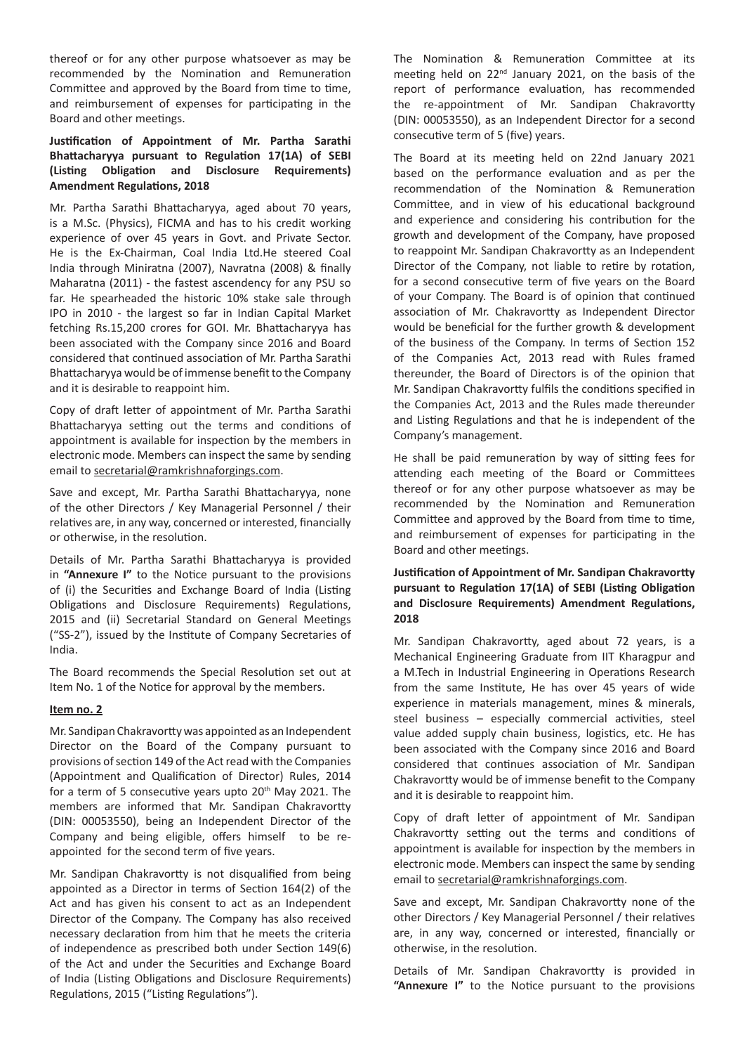thereof or for any other purpose whatsoever as may be recommended by the Nomination and Remuneration Committee and approved by the Board from time to time, and reimbursement of expenses for participating in the Board and other meetings.

**Justification of Appointment of Mr. Partha Sarathi Bhattacharyya pursuant to Regulation 17(1A) of SEBI (Listing Obligation and Disclosure Requirements) Amendment Regulations, 2018**

Mr. Partha Sarathi Bhattacharyya, aged about 70 years, is a M.Sc. (Physics), FICMA and has to his credit working experience of over 45 years in Govt. and Private Sector. He is the Ex-Chairman, Coal India Ltd.He steered Coal India through Miniratna (2007), Navratna (2008) & finally Maharatna (2011) - the fastest ascendency for any PSU so far. He spearheaded the historic 10% stake sale through IPO in 2010 - the largest so far in Indian Capital Market fetching Rs.15,200 crores for GOI. Mr. Bhattacharyya has been associated with the Company since 2016 and Board considered that continued association of Mr. Partha Sarathi Bhattacharyya would be of immense benefit to the Company and it is desirable to reappoint him.

Copy of draft letter of appointment of Mr. Partha Sarathi Bhattacharyya setting out the terms and conditions of appointment is available for inspection by the members in electronic mode. Members can inspect the same by sending email to secretarial@ramkrishnaforgings.com.

Save and except, Mr. Partha Sarathi Bhattacharyya, none of the other Directors / Key Managerial Personnel / their relatives are, in any way, concerned or interested, financially or otherwise, in the resolution.

Details of Mr. Partha Sarathi Bhattacharyya is provided in **"Annexure I"** to the Notice pursuant to the provisions of (i) the Securities and Exchange Board of India (Listing Obligations and Disclosure Requirements) Regulations, 2015 and (ii) Secretarial Standard on General Meetings ("SS-2"), issued by the Institute of Company Secretaries of India.

The Board recommends the Special Resolution set out at Item No. 1 of the Notice for approval by the members.

**Item no. 2**

Mr. Sandipan Chakravortty was appointed as an Independent Director on the Board of the Company pursuant to provisions of section 149 of the Act read with the Companies (Appointment and Qualification of Director) Rules, 2014 for a term of 5 consecutive years upto 20th May 2021. The members are informed that Mr. Sandipan Chakravortty (DIN: 00053550), being an Independent Director of the Company and being eligible, offers himself to be re-appointed for the second term of five years.

Mr. Sandipan Chakravortty is not disqualified from being appointed as a Director in terms of Section 164(2) of the Act and has given his consent to act as an Independent Director of the Company. The Company has also received necessary declaration from him that he meets the criteria of independence as prescribed both under Section 149(6) of the Act and under the Securities and Exchange Board of India (Listing Obligations and Disclosure Requirements) Regulations, 2015 ("Listing Regulations").

The Nomination & Remuneration Committee at its meeting held on 22nd January 2021, on the basis of the report of performance evaluation, has recommended the re-appointment of Mr. Sandipan Chakravortty (DIN: 00053550), as an Independent Director for a second consecutive term of 5 (five) years.

The Board at its meeting held on 22nd January 2021 based on the performance evaluation and as per the recommendation of the Nomination & Remuneration Committee, and in view of his educational background and experience and considering his contribution for the growth and development of the Company, have proposed to reappoint Mr. Sandipan Chakravortty as an Independent Director of the Company, not liable to retire by rotation, for a second consecutive term of five years on the Board of your Company. The Board is of opinion that continued association of Mr. Chakravortty as Independent Director would be beneficial for the further growth & development of the business of the Company. In terms of Section 152 of the Companies Act, 2013 read with Rules framed thereunder, the Board of Directors is of the opinion that Mr. Sandipan Chakravortty fulfils the conditions specified in the Companies Act, 2013 and the Rules made thereunder and Listing Regulations and that he is independent of the Company's management.

He shall be paid remuneration by way of sitting fees for attending each meeting of the Board or Committees thereof or for any other purpose whatsoever as may be recommended by the Nomination and Remuneration Committee and approved by the Board from time to time, and reimbursement of expenses for participating in the Board and other meetings.

**Justification of Appointment of Mr. Sandipan Chakravortty pursuant to Regulation 17(1A) of SEBI (Listing Obligation and Disclosure Requirements) Amendment Regulations, 2018**

Mr. Sandipan Chakravortty, aged about 72 years, is a Mechanical Engineering Graduate from IIT Kharagpur and a M.Tech in Industrial Engineering in Operations Research from the same Institute, He has over 45 years of wide experience in materials management, mines & minerals, steel business – especially commercial activities, steel value added supply chain business, logistics, etc. He has been associated with the Company since 2016 and Board considered that continues association of Mr. Sandipan Chakravortty would be of immense benefit to the Company and it is desirable to reappoint him.

Copy of draft letter of appointment of Mr. Sandipan Chakravortty setting out the terms and conditions of appointment is available for inspection by the members in electronic mode. Members can inspect the same by sending email to secretarial@ramkrishnaforgings.com.

Save and except, Mr. Sandipan Chakravortty none of the other Directors / Key Managerial Personnel / their relatives are, in any way, concerned or interested, financially or otherwise, in the resolution.

Details of Mr. Sandipan Chakravortty is provided in **"Annexure I"** to the Notice pursuant to the provisions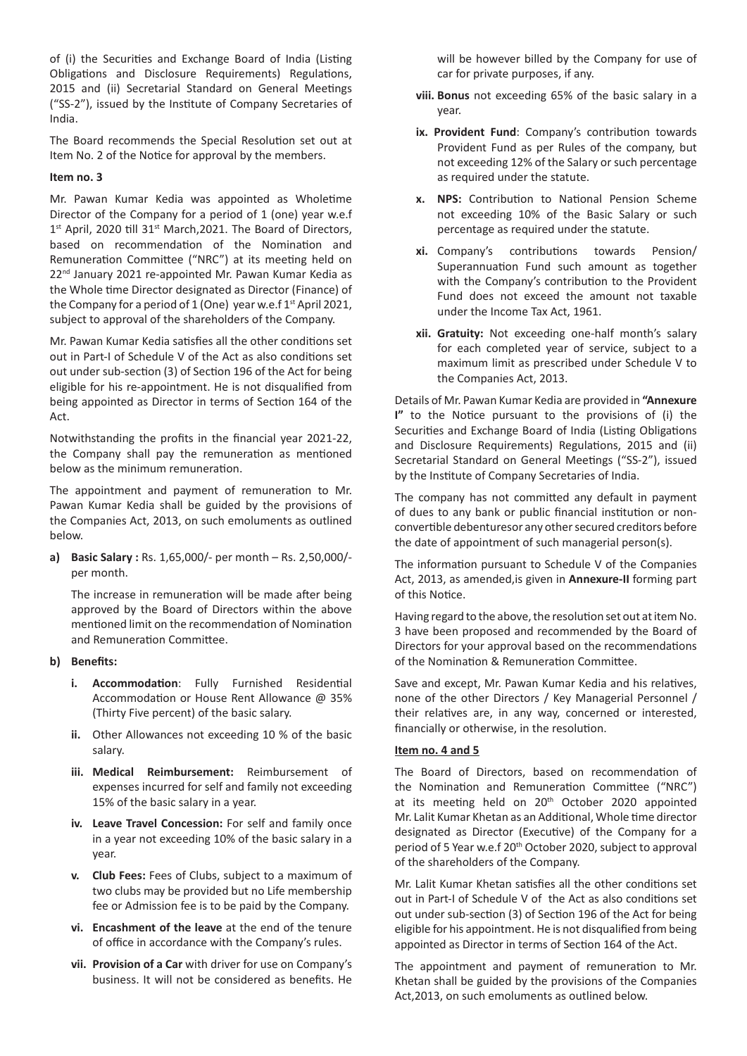of (i) the Securities and Exchange Board of India (Listing Obligations and Disclosure Requirements) Regulations, 2015 and (ii) Secretarial Standard on General Meetings ("SS-2"), issued by the Institute of Company Secretaries of India.

The Board recommends the Special Resolution set out at Item No. 2 of the Notice for approval by the members.

**Item no. 3**

Mr. Pawan Kumar Kedia was appointed as Wholetime Director of the Company for a period of 1 (one) year w.e.f 1st April, 2020 till 31st March,2021. The Board of Directors, based on recommendation of the Nomination and Remuneration Committee ("NRC") at its meeting held on 22nd January 2021 re-appointed Mr. Pawan Kumar Kedia as the Whole time Director designated as Director (Finance) of the Company for a period of 1 (One) year w.e.f 1st April 2021, subject to approval of the shareholders of the Company.

Mr. Pawan Kumar Kedia satisfies all the other conditions set out in Part-I of Schedule V of the Act as also conditions set out under sub-section (3) of Section 196 of the Act for being eligible for his re-appointment. He is not disqualified from being appointed as Director in terms of Section 164 of the Act.

Notwithstanding the profits in the financial year 2021-22, the Company shall pay the remuneration as mentioned below as the minimum remuneration.

The appointment and payment of remuneration to Mr. Pawan Kumar Kedia shall be guided by the provisions of the Companies Act, 2013, on such emoluments as outlined below.

a) **Basic Salary :** Rs. 1,65,000/- per month – Rs. 2,50,000/- per month.

   The increase in remuneration will be made after being approved by the Board of Directors within the above mentioned limit on the recommendation of Nomination and Remuneration Committee.

b) **Benefits:**

   i. **Accommodation**: Fully Furnished Residential Accommodation or House Rent Allowance @ 35% (Thirty Five percent) of the basic salary.

   ii. Other Allowances not exceeding 10 % of the basic salary.

   iii. **Medical Reimbursement:** Reimbursement of expenses incurred for self and family not exceeding 15% of the basic salary in a year.

   iv. **Leave Travel Concession:** For self and family once in a year not exceeding 10% of the basic salary in a year.

   v. **Club Fees:** Fees of Clubs, subject to a maximum of two clubs may be provided but no Life membership fee or Admission fee is to be paid by the Company.

   vi. **Encashment of the leave** at the end of the tenure of office in accordance with the Company's rules.

   vii. **Provision of a Car** with driver for use on Company's business. It will not be considered as benefits. He will be however billed by the Company for use of car for private purposes, if any.

   viii. **Bonus** not exceeding 65% of the basic salary in a year.

   ix. **Provident Fund**: Company's contribution towards Provident Fund as per Rules of the company, but not exceeding 12% of the Salary or such percentage as required under the statute.

   x. **NPS:** Contribution to National Pension Scheme not exceeding 10% of the Basic Salary or such percentage as required under the statute.

   xi. Company's contributions towards Pension/ Superannuation Fund such amount as together with the Company's contribution to the Provident Fund does not exceed the amount not taxable under the Income Tax Act, 1961.

   xii. **Gratuity:** Not exceeding one-half month's salary for each completed year of service, subject to a maximum limit as prescribed under Schedule V to the Companies Act, 2013.

Details of Mr. Pawan Kumar Kedia are provided in **"Annexure I"** to the Notice pursuant to the provisions of (i) the Securities and Exchange Board of India (Listing Obligations and Disclosure Requirements) Regulations, 2015 and (ii) Secretarial Standard on General Meetings ("SS-2"), issued by the Institute of Company Secretaries of India.

The company has not committed any default in payment of dues to any bank or public financial institution or non-convertible debenturesor any other secured creditors before the date of appointment of such managerial person(s).

The information pursuant to Schedule V of the Companies Act, 2013, as amended,is given in **Annexure-II** forming part of this Notice.

Having regard to the above, the resolution set out at item No. 3 have been proposed and recommended by the Board of Directors for your approval based on the recommendations of the Nomination & Remuneration Committee.

Save and except, Mr. Pawan Kumar Kedia and his relatives, none of the other Directors / Key Managerial Personnel / their relatives are, in any way, concerned or interested, financially or otherwise, in the resolution.

**Item no. 4 and 5**

The Board of Directors, based on recommendation of the Nomination and Remuneration Committee ("NRC") at its meeting held on 20th October 2020 appointed Mr. Lalit Kumar Khetan as an Additional, Whole time director designated as Director (Executive) of the Company for a period of 5 Year w.e.f 20th October 2020, subject to approval of the shareholders of the Company.

Mr. Lalit Kumar Khetan satisfies all the other conditions set out in Part-I of Schedule V of the Act as also conditions set out under sub-section (3) of Section 196 of the Act for being eligible for his appointment. He is not disqualified from being appointed as Director in terms of Section 164 of the Act.

The appointment and payment of remuneration to Mr. Khetan shall be guided by the provisions of the Companies Act,2013, on such emoluments as outlined below.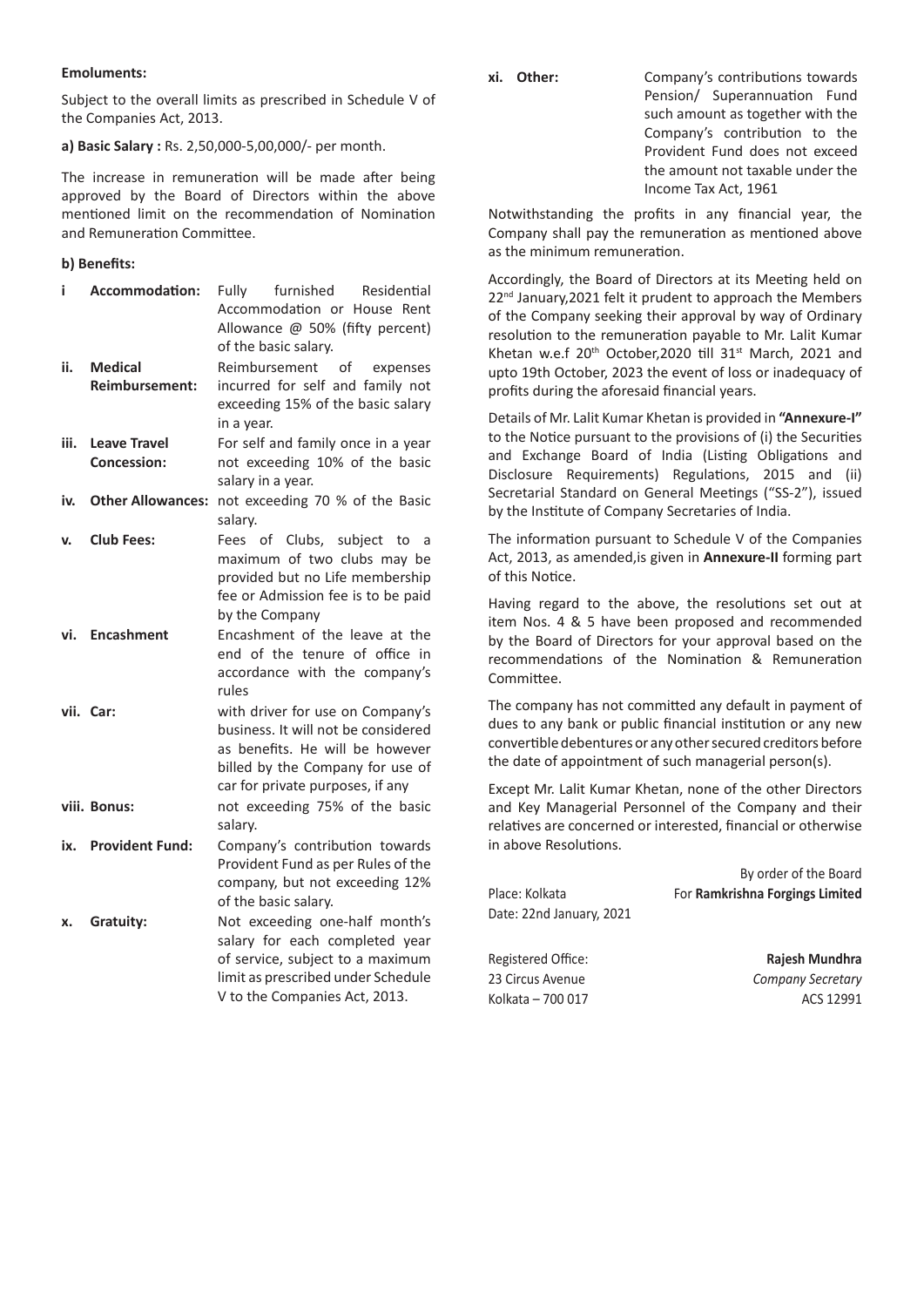**Emoluments:**

Subject to the overall limits as prescribed in Schedule V of the Companies Act, 2013.

**a) Basic Salary :** Rs. 2,50,000-5,00,000/- per month.

The increase in remuneration will be made after being approved by the Board of Directors within the above mentioned limit on the recommendation of Nomination and Remuneration Committee.

**b) Benefits:**

| | | |
|---|---|---|
| **i** | **Accommodation:** | Fully furnished Residential Accommodation or House Rent Allowance @ 50% (fifty percent) of the basic salary. |
| **ii.** | **Medical Reimbursement:** | Reimbursement of expenses incurred for self and family not exceeding 15% of the basic salary in a year. |
| **iii.** | **Leave Travel Concession:** | For self and family once in a year not exceeding 10% of the basic salary in a year. |
| **iv.** | **Other Allowances:** | not exceeding 70 % of the Basic salary. |
| **v.** | **Club Fees:** | Fees of Clubs, subject to a maximum of two clubs may be provided but no Life membership fee or Admission fee is to be paid by the Company |
| **vi.** | **Encashment** | Encashment of the leave at the end of the tenure of office in accordance with the company's rules |
| **vii.** | **Car:** | with driver for use on Company's business. It will not be considered as benefits. He will be however billed by the Company for use of car for private purposes, if any |
| **viii.** | **Bonus:** | not exceeding 75% of the basic salary. |
| **ix.** | **Provident Fund:** | Company's contribution towards Provident Fund as per Rules of the company, but not exceeding 12% of the basic salary. |
| **x.** | **Gratuity:** | Not exceeding one-half month's salary for each completed year of service, subject to a maximum limit as prescribed under Schedule V to the Companies Act, 2013. |
| **xi.** | **Other:** | Company's contributions towards Pension/ Superannuation Fund such amount as together with the Company's contribution to the Provident Fund does not exceed the amount not taxable under the Income Tax Act, 1961 |

Notwithstanding the profits in any financial year, the Company shall pay the remuneration as mentioned above as the minimum remuneration.

Accordingly, the Board of Directors at its Meeting held on 22nd January,2021 felt it prudent to approach the Members of the Company seeking their approval by way of Ordinary resolution to the remuneration payable to Mr. Lalit Kumar Khetan w.e.f 20th October,2020 till 31st March, 2021 and upto 19th October, 2023 the event of loss or inadequacy of profits during the aforesaid financial years.

Details of Mr. Lalit Kumar Khetan is provided in **"Annexure-I"** to the Notice pursuant to the provisions of (i) the Securities and Exchange Board of India (Listing Obligations and Disclosure Requirements) Regulations, 2015 and (ii) Secretarial Standard on General Meetings ("SS-2"), issued by the Institute of Company Secretaries of India.

The information pursuant to Schedule V of the Companies Act, 2013, as amended,is given in **Annexure-II** forming part of this Notice.

Having regard to the above, the resolutions set out at item Nos. 4 & 5 have been proposed and recommended by the Board of Directors for your approval based on the recommendations of the Nomination & Remuneration Committee.

The company has not committed any default in payment of dues to any bank or public financial institution or any new convertible debentures or any other secured creditors before the date of appointment of such managerial person(s).

Except Mr. Lalit Kumar Khetan, none of the other Directors and Key Managerial Personnel of the Company and their relatives are concerned or interested, financial or otherwise in above Resolutions.

By order of the Board
For **Ramkrishna Forgings Limited**

Place: Kolkata
Date: 22nd January, 2021

Registered Office:
23 Circus Avenue
Kolkata – 700 017

**Rajesh Mundhra**
*Company Secretary*
ACS 12991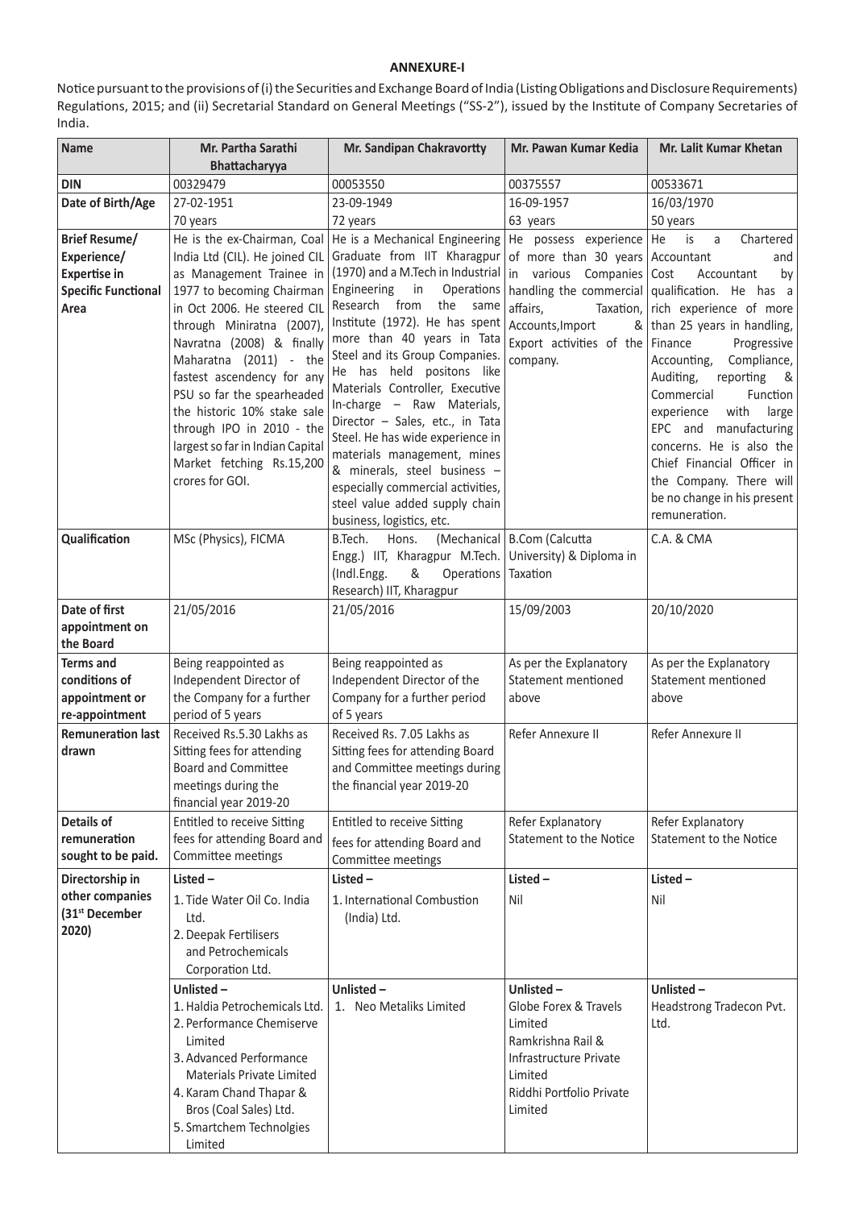**ANNEXURE-I**

Notice pursuant to the provisions of (i) the Securities and Exchange Board of India (Listing Obligations and Disclosure Requirements) Regulations, 2015; and (ii) Secretarial Standard on General Meetings ("SS-2"), issued by the Institute of Company Secretaries of India.

| Name | Mr. Partha Sarathi Bhattacharyya | Mr. Sandipan Chakravortty | Mr. Pawan Kumar Kedia | Mr. Lalit Kumar Khetan |
|---|---|---|---|---|
| DIN | 00329479 | 00053550 | 00375557 | 00533671 |
| Date of Birth/Age | 27-02-1951<br>70 years | 23-09-1949<br>72 years | 16-09-1957<br>63 years | 16/03/1970<br>50 years |
| Brief Resume/ Experience/ Expertise in Specific Functional Area | He is the ex-Chairman, Coal India Ltd (CIL). He joined CIL as Management Trainee in 1977 to becoming Chairman in Oct 2006. He steered CIL through Miniratna (2007), Navratna (2008) & finally Maharatna (2011) - the fastest ascendency for any PSU so far the spearheaded the historic 10% stake sale through IPO in 2010 - the largest so far in Indian Capital Market fetching Rs.15,200 crores for GOI. | He is a Mechanical Engineering Graduate from IIT Kharagpur (1970) and a M.Tech in Industrial Engineering in Operations Research from the same Institute (1972). He has spent more than 40 years in Tata Steel and its Group Companies. He has held positons like Materials Controller, Executive In-charge – Raw Materials, Director – Sales, etc., in Tata Steel. He has wide experience in materials management, mines & minerals, steel business – especially commercial activities, steel value added supply chain business, logistics, etc. | He possess experience of more than 30 years in various Companies handling the commercial affairs, Taxation, Accounts,Import & Export activities of the company. | He is a Chartered Accountant and Cost Accountant by qualification. He has a rich experience of more than 25 years in handling, Finance Progressive Accounting, Compliance, Auditing, reporting & Commercial Function experience with large EPC and manufacturing concerns. He is also the Chief Financial Officer in the Company. There will be no change in his present remuneration. |
| Qualification | MSc (Physics), FICMA | B.Tech. Hons. (Mechanical Engg.) IIT, Kharagpur M.Tech. (Indl.Engg. & Operations Research) IIT, Kharagpur | B.Com (Calcutta University) & Diploma in Taxation | C.A. & CMA |
| Date of first appointment on the Board | 21/05/2016 | 21/05/2016 | 15/09/2003 | 20/10/2020 |
| Terms and conditions of appointment or re-appointment | Being reappointed as Independent Director of the Company for a further period of 5 years | Being reappointed as Independent Director of the Company for a further period of 5 years | As per the Explanatory Statement mentioned above | As per the Explanatory Statement mentioned above |
| Remuneration last drawn | Received Rs.5.30 Lakhs as Sitting fees for attending Board and Committee meetings during the financial year 2019-20 | Received Rs. 7.05 Lakhs as Sitting fees for attending Board and Committee meetings during the financial year 2019-20 | Refer Annexure II | Refer Annexure II |
| Details of remuneration sought to be paid. | Entitled to receive Sitting fees for attending Board and Committee meetings | Entitled to receive Sitting fees for attending Board and Committee meetings | Refer Explanatory Statement to the Notice | Refer Explanatory Statement to the Notice |
| Directorship in other companies (31st December 2020) | **Listed –**<br>1. Tide Water Oil Co. India Ltd.<br>2. Deepak Fertilisers and Petrochemicals Corporation Ltd. | **Listed –**<br>1. International Combustion (India) Ltd. | **Listed –**<br>Nil | **Listed –**<br>Nil |
| | **Unlisted –**<br>1. Haldia Petrochemicals Ltd.<br>2. Performance Chemiserve Limited<br>3. Advanced Performance Materials Private Limited<br>4. Karam Chand Thapar & Bros (Coal Sales) Ltd.<br>5. Smartchem Technolgies Limited | **Unlisted –**<br>1. Neo Metaliks Limited | **Unlisted –**<br>Globe Forex & Travels Limited<br>Ramkrishna Rail & Infrastructure Private Limited<br>Riddhi Portfolio Private Limited | **Unlisted –**<br>Headstrong Tradecon Pvt. Ltd. |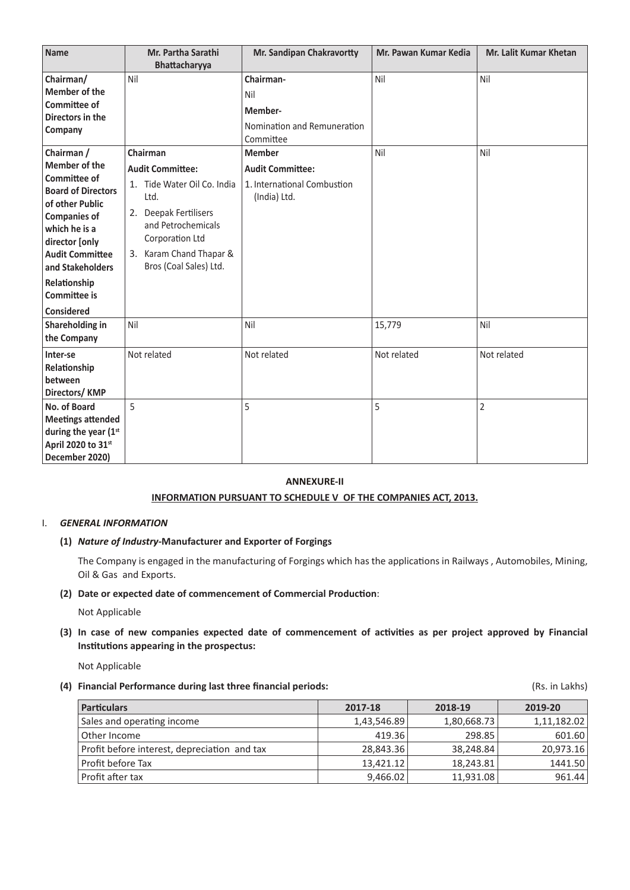| Name | Mr. Partha Sarathi Bhattacharyya | Mr. Sandipan Chakravortty | Mr. Pawan Kumar Kedia | Mr. Lalit Kumar Khetan |
|---|---|---|---|---|
| Chairman/ Member of the Committee of Directors in the Company | Nil | Chairman- Nil<br>Member- Nomination and Remuneration Committee | Nil | Nil |
| Chairman / Member of the Committee of Board of Directors of other Public Companies of which he is a director [only Audit Committee and Stakeholders Relationship Committee is Considered | Chairman<br>Audit Committee:<br>1. Tide Water Oil Co. India Ltd.<br>2. Deepak Fertilisers and Petrochemicals Corporation Ltd<br>3. Karam Chand Thapar & Bros (Coal Sales) Ltd. | Member<br>Audit Committee:<br>1. International Combustion (India) Ltd. | Nil | Nil |
| Shareholding in the Company | Nil | Nil | 15,779 | Nil |
| Inter-se Relationship between Directors/ KMP | Not related | Not related | Not related | Not related |
| No. of Board Meetings attended during the year (1st April 2020 to 31st December 2020) | 5 | 5 | 5 | 2 |

## ANNEXURE-II

## INFORMATION PURSUANT TO SCHEDULE V OF THE COMPANIES ACT, 2013.

I. ***GENERAL INFORMATION***

**(1) *Nature of Industry*-Manufacturer and Exporter of Forgings**

The Company is engaged in the manufacturing of Forgings which has the applications in Railways , Automobiles, Mining, Oil & Gas and Exports.

**(2) Date or expected date of commencement of Commercial Production**:

Not Applicable

**(3) In case of new companies expected date of commencement of activities as per project approved by Financial Institutions appearing in the prospectus:**

Not Applicable

**(4) Financial Performance during last three financial periods:** (Rs. in Lakhs)

| Particulars | 2017-18 | 2018-19 | 2019-20 |
|---|---|---|---|
| Sales and operating income | 1,43,546.89 | 1,80,668.73 | 1,11,182.02 |
| Other Income | 419.36 | 298.85 | 601.60 |
| Profit before interest, depreciation and tax | 28,843.36 | 38,248.84 | 20,973.16 |
| Profit before Tax | 13,421.12 | 18,243.81 | 1441.50 |
| Profit after tax | 9,466.02 | 11,931.08 | 961.44 |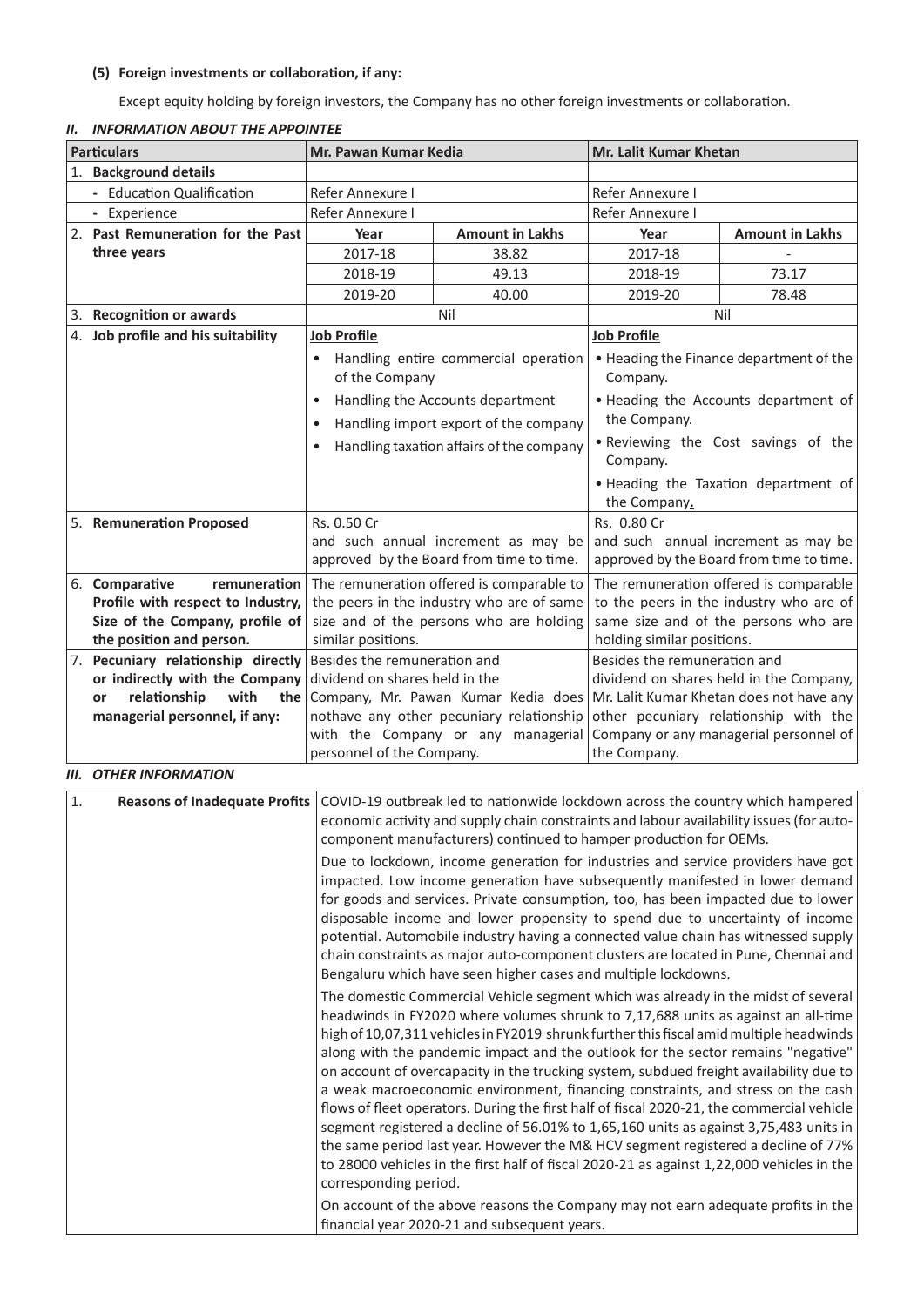**(5) Foreign investments or collaboration, if any:**

Except equity holding by foreign investors, the Company has no other foreign investments or collaboration.

***II. INFORMATION ABOUT THE APPOINTEE***

| Particulars | Mr. Pawan Kumar Kedia | | Mr. Lalit Kumar Khetan | |
|---|---|---|---|---|
| 1. **Background details** | | | | |
| - Education Qualification | Refer Annexure I | | Refer Annexure I | |
| - Experience | Refer Annexure I | | Refer Annexure I | |
| 2. **Past Remuneration for the Past three years** | **Year** | **Amount in Lakhs** | **Year** | **Amount in Lakhs** |
| | 2017-18 | 38.82 | 2017-18 | - |
| | 2018-19 | 49.13 | 2018-19 | 73.17 |
| | 2019-20 | 40.00 | 2019-20 | 78.48 |
| 3. **Recognition or awards** | Nil | | Nil | |
| 4. **Job profile and his suitability** | **Job Profile**<br>• Handling entire commercial operation of the Company<br>• Handling the Accounts department<br>• Handling import export of the company<br>• Handling taxation affairs of the company | | **Job Profile**<br>• Heading the Finance department of the Company.<br>• Heading the Accounts department of the Company.<br>• Reviewing the Cost savings of the Company.<br>• Heading the Taxation department of the Company. | |
| 5. **Remuneration Proposed** | Rs. 0.50 Cr and such annual increment as may be approved by the Board from time to time. | | Rs. 0.80 Cr and such annual increment as may be approved by the Board from time to time. | |
| 6. **Comparative remuneration Profile with respect to Industry, Size of the Company, profile of the position and person.** | The remuneration offered is comparable to the peers in the industry who are of same size and of the persons who are holding similar positions. | | The remuneration offered is comparable to the peers in the industry who are of same size and of the persons who are holding similar positions. | |
| 7. **Pecuniary relationship directly or indirectly with the Company or relationship with the managerial personnel, if any:** | Besides the remuneration and dividend on shares held in the Company, Mr. Pawan Kumar Kedia does nothave any other pecuniary relationship with the Company or any managerial personnel of the Company. | | Besides the remuneration and dividend on shares held in the Company, Mr. Lalit Kumar Khetan does not have any other pecuniary relationship with the Company or any managerial personnel of the Company. | |

***III. OTHER INFORMATION***

| | | |
|---|---|---|
| 1. | **Reasons of Inadequate Profits** | COVID-19 outbreak led to nationwide lockdown across the country which hampered economic activity and supply chain constraints and labour availability issues (for auto-component manufacturers) continued to hamper production for OEMs.<br><br>Due to lockdown, income generation for industries and service providers have got impacted. Low income generation have subsequently manifested in lower demand for goods and services. Private consumption, too, has been impacted due to lower disposable income and lower propensity to spend due to uncertainty of income potential. Automobile industry having a connected value chain has witnessed supply chain constraints as major auto-component clusters are located in Pune, Chennai and Bengaluru which have seen higher cases and multiple lockdowns.<br><br>The domestic Commercial Vehicle segment which was already in the midst of several headwinds in FY2020 where volumes shrunk to 7,17,688 units as against an all-time high of 10,07,311 vehicles in FY2019 shrunk further this fiscal amid multiple headwinds along with the pandemic impact and the outlook for the sector remains "negative" on account of overcapacity in the trucking system, subdued freight availability due to a weak macroeconomic environment, financing constraints, and stress on the cash flows of fleet operators. During the first half of fiscal 2020-21, the commercial vehicle segment registered a decline of 56.01% to 1,65,160 units as against 3,75,483 units in the same period last year. However the M& HCV segment registered a decline of 77% to 28000 vehicles in the first half of fiscal 2020-21 as against 1,22,000 vehicles in the corresponding period.<br><br>On account of the above reasons the Company may not earn adequate profits in the financial year 2020-21 and subsequent years. |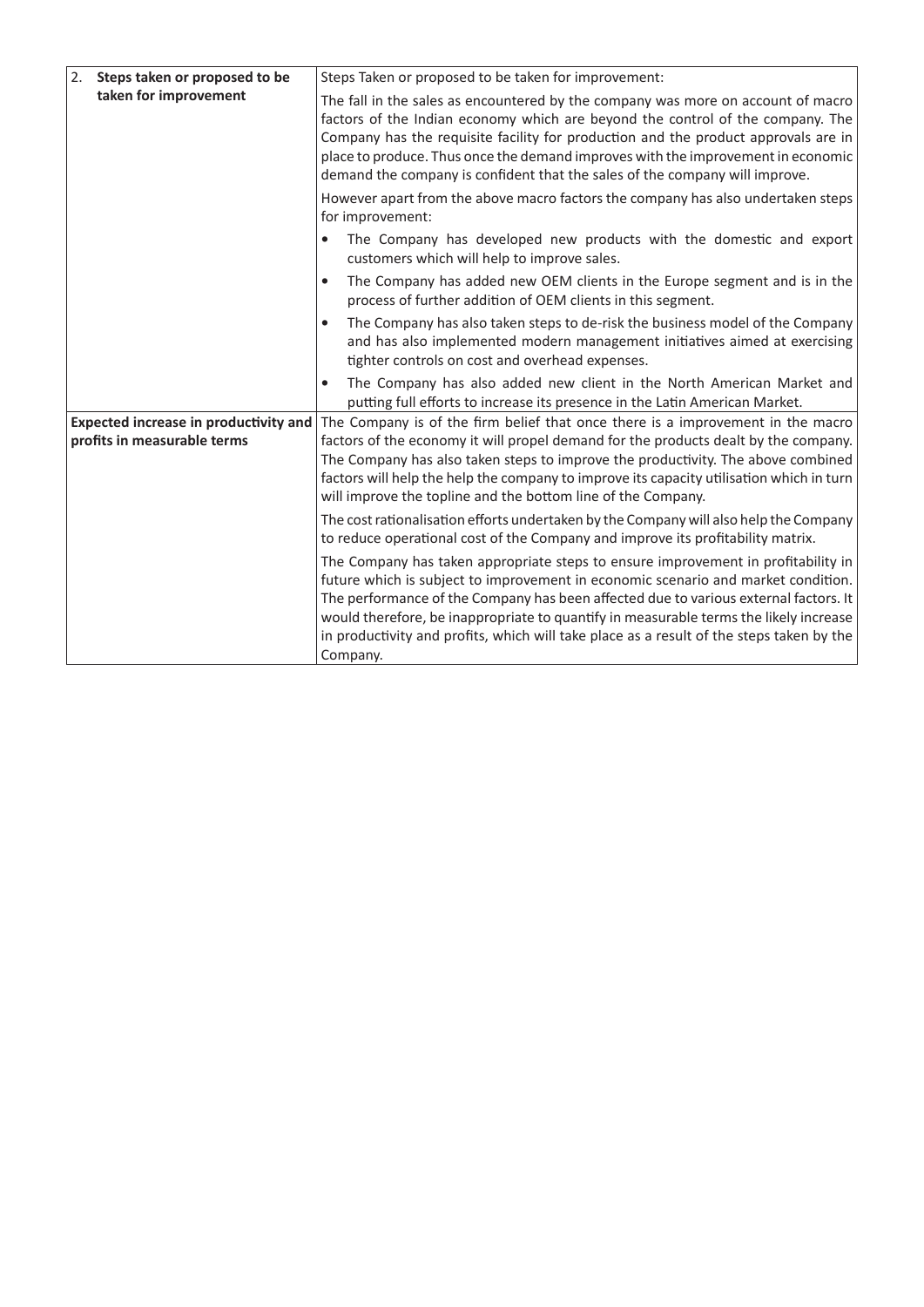| | |
|---|---|
| 2. **Steps taken or proposed to be taken for improvement** | Steps Taken or proposed to be taken for improvement:<br><br>The fall in the sales as encountered by the company was more on account of macro factors of the Indian economy which are beyond the control of the company. The Company has the requisite facility for production and the product approvals are in place to produce. Thus once the demand improves with the improvement in economic demand the company is confident that the sales of the company will improve.<br><br>However apart from the above macro factors the company has also undertaken steps for improvement:<br><br>• The Company has developed new products with the domestic and export customers which will help to improve sales.<br>• The Company has added new OEM clients in the Europe segment and is in the process of further addition of OEM clients in this segment.<br>• The Company has also taken steps to de-risk the business model of the Company and has also implemented modern management initiatives aimed at exercising tighter controls on cost and overhead expenses.<br>• The Company has also added new client in the North American Market and putting full efforts to increase its presence in the Latin American Market. |
| **Expected increase in productivity and profits in measurable terms** | The Company is of the firm belief that once there is a improvement in the macro factors of the economy it will propel demand for the products dealt by the company. The Company has also taken steps to improve the productivity. The above combined factors will help the help the company to improve its capacity utilisation which in turn will improve the topline and the bottom line of the Company.<br><br>The cost rationalisation efforts undertaken by the Company will also help the Company to reduce operational cost of the Company and improve its profitability matrix.<br><br>The Company has taken appropriate steps to ensure improvement in profitability in future which is subject to improvement in economic scenario and market condition. The performance of the Company has been affected due to various external factors. It would therefore, be inappropriate to quantify in measurable terms the likely increase in productivity and profits, which will take place as a result of the steps taken by the Company. |